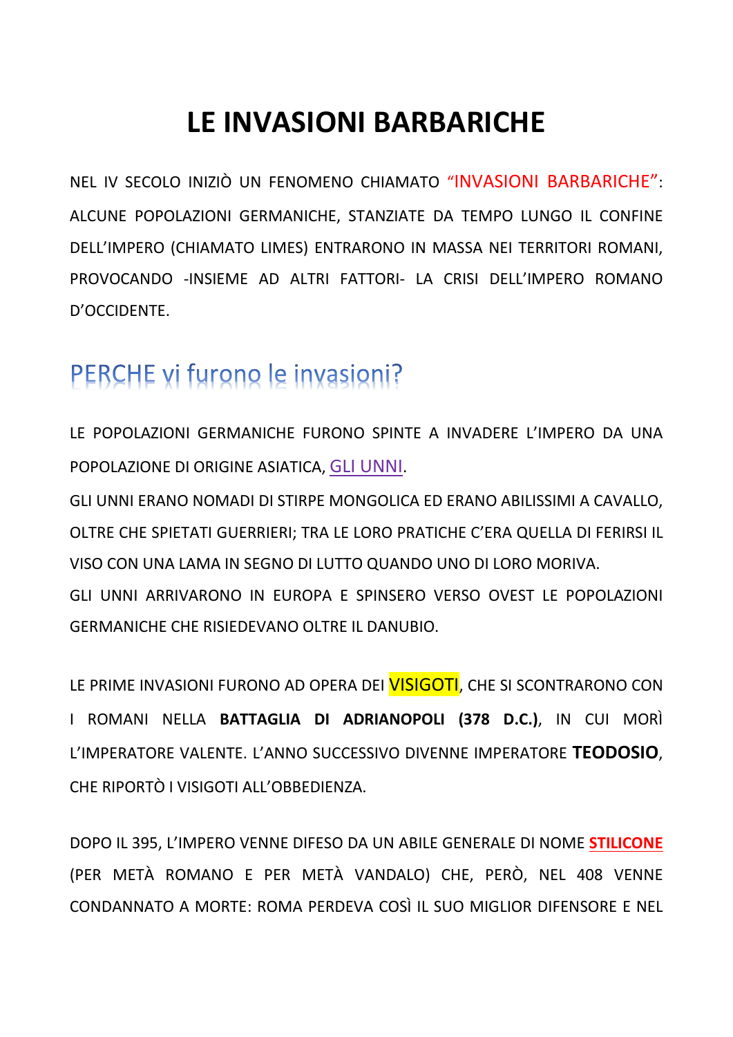# LE INVASIONI BARBARICHE

NEL IV SECOLO INIZIÒ UN FENOMENO CHIAMATO "INVASIONI BARBARICHE": ALCUNE POPOLAZIONI GERMANICHE, STANZIATE DA TEMPO LUNGO IL CONFINE DELL'IMPERO (CHIAMATO LIMES) ENTRARONO IN MASSA NEI TERRITORI ROMANI, PROVOCANDO -INSIEME AD ALTRI FATTORI- LA CRISI DELL'IMPERO ROMANO D'OCCIDENTE.

## PERCHE vi furono le invasioni?

LE POPOLAZIONI GERMANICHE FURONO SPINTE A INVADERE L'IMPERO DA UNA POPOLAZIONE DI ORIGINE ASIATICA, GLI UNNI.

GLI UNNI ERANO NOMADI DI STIRPE MONGOLICA ED ERANO ABILISSIMI A CAVALLO, OLTRE CHE SPIETATI GUERRIERI; TRA LE LORO PRATICHE C'ERA QUELLA DI FERIRSI IL VISO CON UNA LAMA IN SEGNO DI LUTTO QUANDO UNO DI LORO MORIVA.

GLI UNNI ARRIVARONO IN EUROPA E SPINSERO VERSO OVEST LE POPOLAZIONI GERMANICHE CHE RISIEDEVANO OLTRE IL DANUBIO.

LE PRIME INVASIONI FURONO AD OPERA DEI VISIGOTI, CHE SI SCONTRARONO CON I ROMANI NELLA **BATTAGLIA DI ADRIANOPOLI (378 D.C.)**, IN CUI MORÌ L'IMPERATORE VALENTE. L'ANNO SUCCESSIVO DIVENNE IMPERATORE **TEODOSIO**, CHE RIPORTÒ I VISIGOTI ALL'OBBEDIENZA.

DOPO IL 395, L'IMPERO VENNE DIFESO DA UN ABILE GENERALE DI NOME **STILICONE** (PER METÀ ROMANO E PER METÀ VANDALO) CHE, PERÒ, NEL 408 VENNE CONDANNATO A MORTE: ROMA PERDEVA COSÌ IL SUO MIGLIOR DIFENSORE E NEL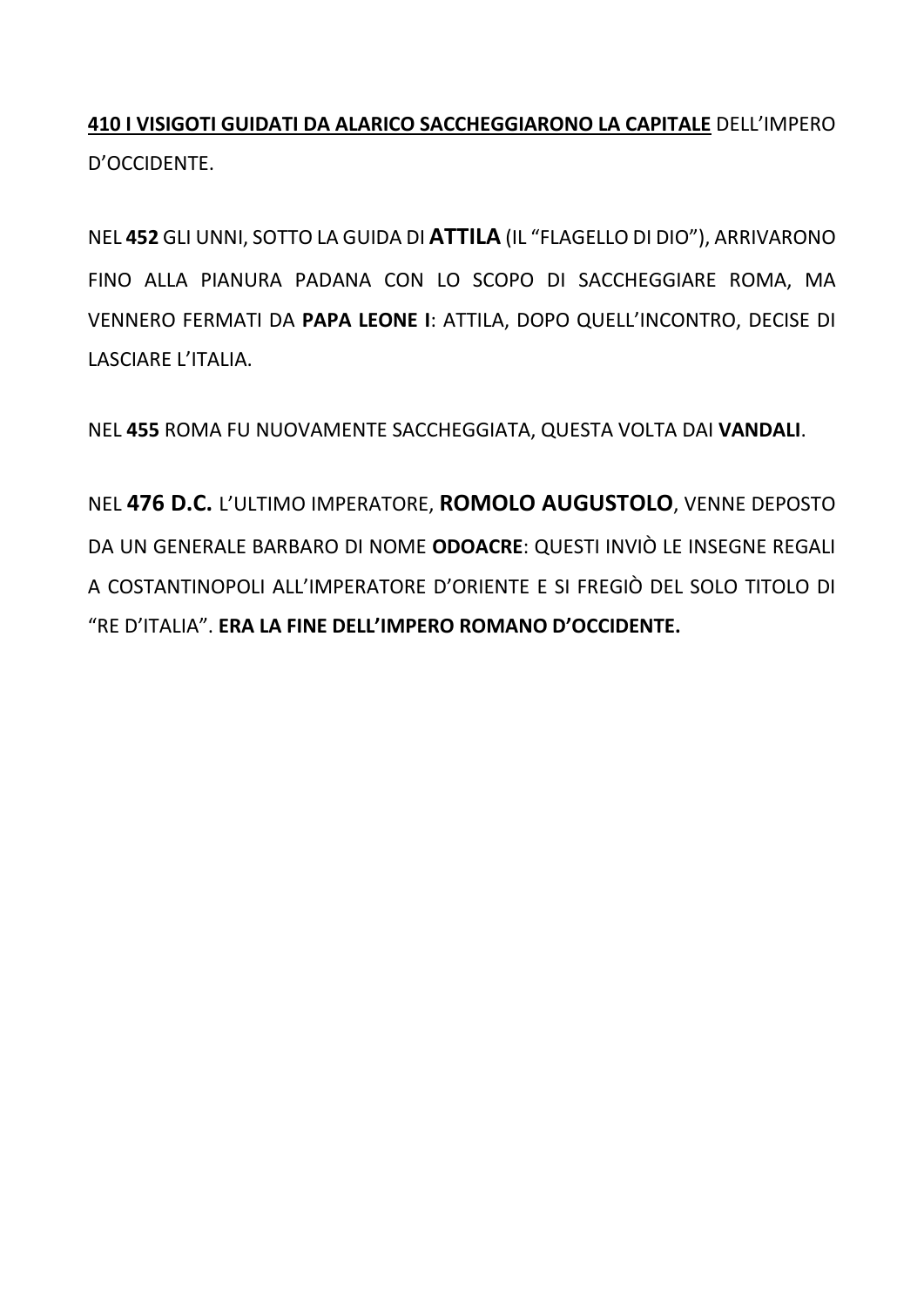<u>**410 I VISIGOTI GUIDATI DA ALARICO SACCHEGGIARONO LA CAPITALE**</u> DELL'IMPERO D'OCCIDENTE.

NEL **452** GLI UNNI, SOTTO LA GUIDA DI **ATTILA** (IL "FLAGELLO DI DIO"), ARRIVARONO FINO ALLA PIANURA PADANA CON LO SCOPO DI SACCHEGGIARE ROMA, MA VENNERO FERMATI DA **PAPA LEONE I**: ATTILA, DOPO QUELL'INCONTRO, DECISE DI LASCIARE L'ITALIA.

NEL **455** ROMA FU NUOVAMENTE SACCHEGGIATA, QUESTA VOLTA DAI **VANDALI**.

NEL **476 D.C.** L'ULTIMO IMPERATORE, **ROMOLO AUGUSTOLO**, VENNE DEPOSTO DA UN GENERALE BARBARO DI NOME **ODOACRE**: QUESTI INVIÒ LE INSEGNE REGALI A COSTANTINOPOLI ALL'IMPERATORE D'ORIENTE E SI FREGIÒ DEL SOLO TITOLO DI "RE D'ITALIA". **ERA LA FINE DELL'IMPERO ROMANO D'OCCIDENTE.**